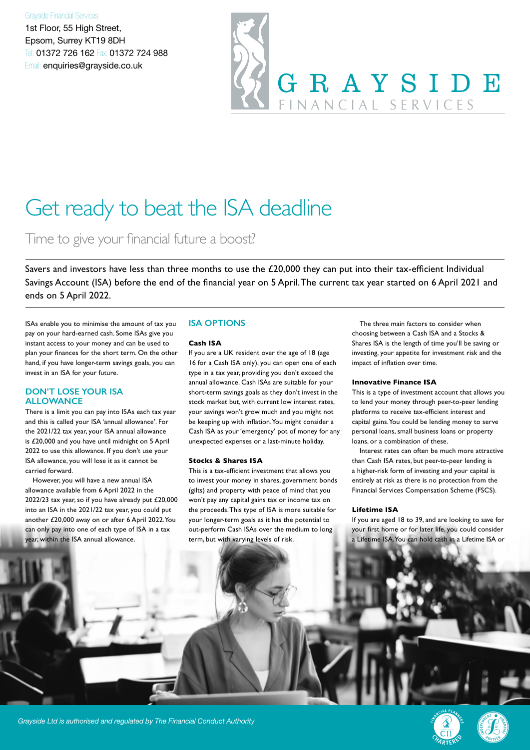Grayside Financial Services
1st Floor, 55 High Street,
Epsom, Surrey KT19 8DH
Tel: 01372 726 162 Fax: 01372 724 988
Email: enquiries@grayside.co.uk

GRAYSIDE
FINANCIAL SERVICES

# Get ready to beat the ISA deadline

## Time to give your financial future a boost?

Savers and investors have less than three months to use the £20,000 they can put into their tax-efficient Individual Savings Account (ISA) before the end of the financial year on 5 April. The current tax year started on 6 April 2021 and ends on 5 April 2022.

ISAs enable you to minimise the amount of tax you pay on your hard-earned cash. Some ISAs give you instant access to your money and can be used to plan your finances for the short term. On the other hand, if you have longer-term savings goals, you can invest in an ISA for your future.

## DON'T LOSE YOUR ISA ALLOWANCE

There is a limit you can pay into ISAs each tax year and this is called your ISA 'annual allowance'. For the 2021/22 tax year, your ISA annual allowance is £20,000 and you have until midnight on 5 April 2022 to use this allowance. If you don't use your ISA allowance, you will lose it as it cannot be carried forward.

However, you will have a new annual ISA allowance available from 6 April 2022 in the 2022/23 tax year, so if you have already put £20,000 into an ISA in the 2021/22 tax year, you could put another £20,000 away on or after 6 April 2022. You can only pay into one of each type of ISA in a tax year, within the ISA annual allowance.

## ISA OPTIONS

### Cash ISA

If you are a UK resident over the age of 18 (age 16 for a Cash ISA only), you can open one of each type in a tax year, providing you don't exceed the annual allowance. Cash ISAs are suitable for your short-term savings goals as they don't invest in the stock market but, with current low interest rates, your savings won't grow much and you might not be keeping up with inflation. You might consider a Cash ISA as your 'emergency' pot of money for any unexpected expenses or a last-minute holiday.

### Stocks & Shares ISA

This is a tax-efficient investment that allows you to invest your money in shares, government bonds (gilts) and property with peace of mind that you won't pay any capital gains tax or income tax on the proceeds. This type of ISA is more suitable for your longer-term goals as it has the potential to out-perform Cash ISAs over the medium to long term, but with varying levels of risk.

The three main factors to consider when choosing between a Cash ISA and a Stocks & Shares ISA is the length of time you'll be saving or investing, your appetite for investment risk and the impact of inflation over time.

### Innovative Finance ISA

This is a type of investment account that allows you to lend your money through peer-to-peer lending platforms to receive tax-efficient interest and capital gains. You could be lending money to serve personal loans, small business loans or property loans, or a combination of these.

Interest rates can often be much more attractive than Cash ISA rates, but peer-to-peer lending is a higher-risk form of investing and your capital is entirely at risk as there is no protection from the Financial Services Compensation Scheme (FSCS).

### Lifetime ISA

If you are aged 18 to 39, and are looking to save for your first home or for later life, you could consider a Lifetime ISA. You can hold cash in a Lifetime ISA or

*Grayside Ltd is authorised and regulated by The Financial Conduct Authority*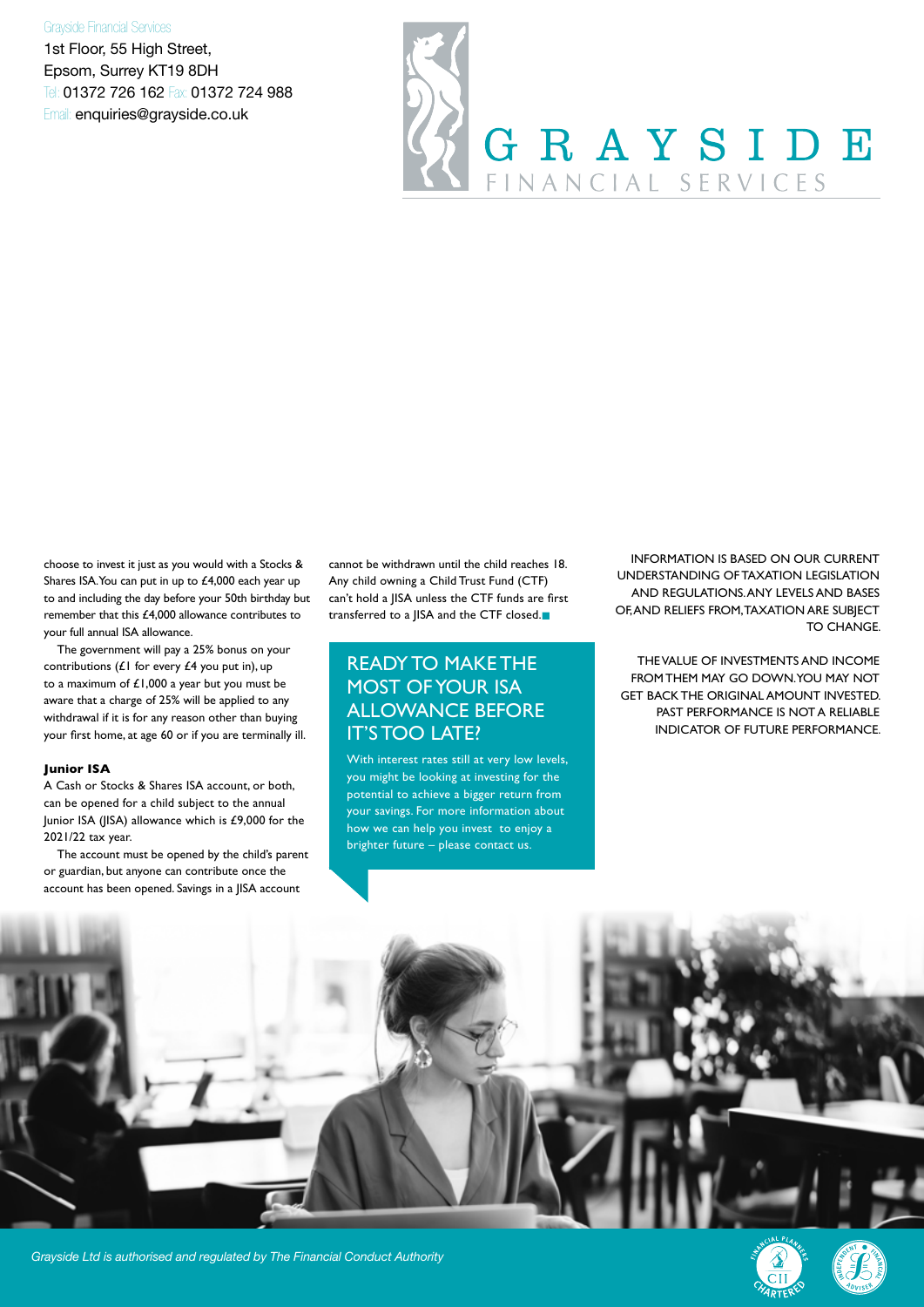Grayside Financial Services
1st Floor, 55 High Street,
Epsom, Surrey KT19 8DH
Tel: 01372 726 162 Fax: 01372 724 988
Email: enquiries@grayside.co.uk

GRAYSIDE
FINANCIAL SERVICES

choose to invest it just as you would with a Stocks & Shares ISA. You can put in up to £4,000 each year up to and including the day before your 50th birthday but remember that this £4,000 allowance contributes to your full annual ISA allowance.

The government will pay a 25% bonus on your contributions (£1 for every £4 you put in), up to a maximum of £1,000 a year but you must be aware that a charge of 25% will be applied to any withdrawal if it is for any reason other than buying your first home, at age 60 or if you are terminally ill.

**Junior ISA**

A Cash or Stocks & Shares ISA account, or both, can be opened for a child subject to the annual Junior ISA (JISA) allowance which is £9,000 for the 2021/22 tax year.

The account must be opened by the child's parent or guardian, but anyone can contribute once the account has been opened. Savings in a JISA account cannot be withdrawn until the child reaches 18. Any child owning a Child Trust Fund (CTF) can't hold a JISA unless the CTF funds are first transferred to a JISA and the CTF closed.

## READY TO MAKE THE MOST OF YOUR ISA ALLOWANCE BEFORE IT'S TOO LATE?

With interest rates still at very low levels, you might be looking at investing for the potential to achieve a bigger return from your savings. For more information about how we can help you invest to enjoy a brighter future – please contact us.

INFORMATION IS BASED ON OUR CURRENT UNDERSTANDING OF TAXATION LEGISLATION AND REGULATIONS. ANY LEVELS AND BASES OF, AND RELIEFS FROM, TAXATION ARE SUBJECT TO CHANGE.

THE VALUE OF INVESTMENTS AND INCOME FROM THEM MAY GO DOWN. YOU MAY NOT GET BACK THE ORIGINAL AMOUNT INVESTED. PAST PERFORMANCE IS NOT A RELIABLE INDICATOR OF FUTURE PERFORMANCE.

*Grayside Ltd is authorised and regulated by The Financial Conduct Authority*